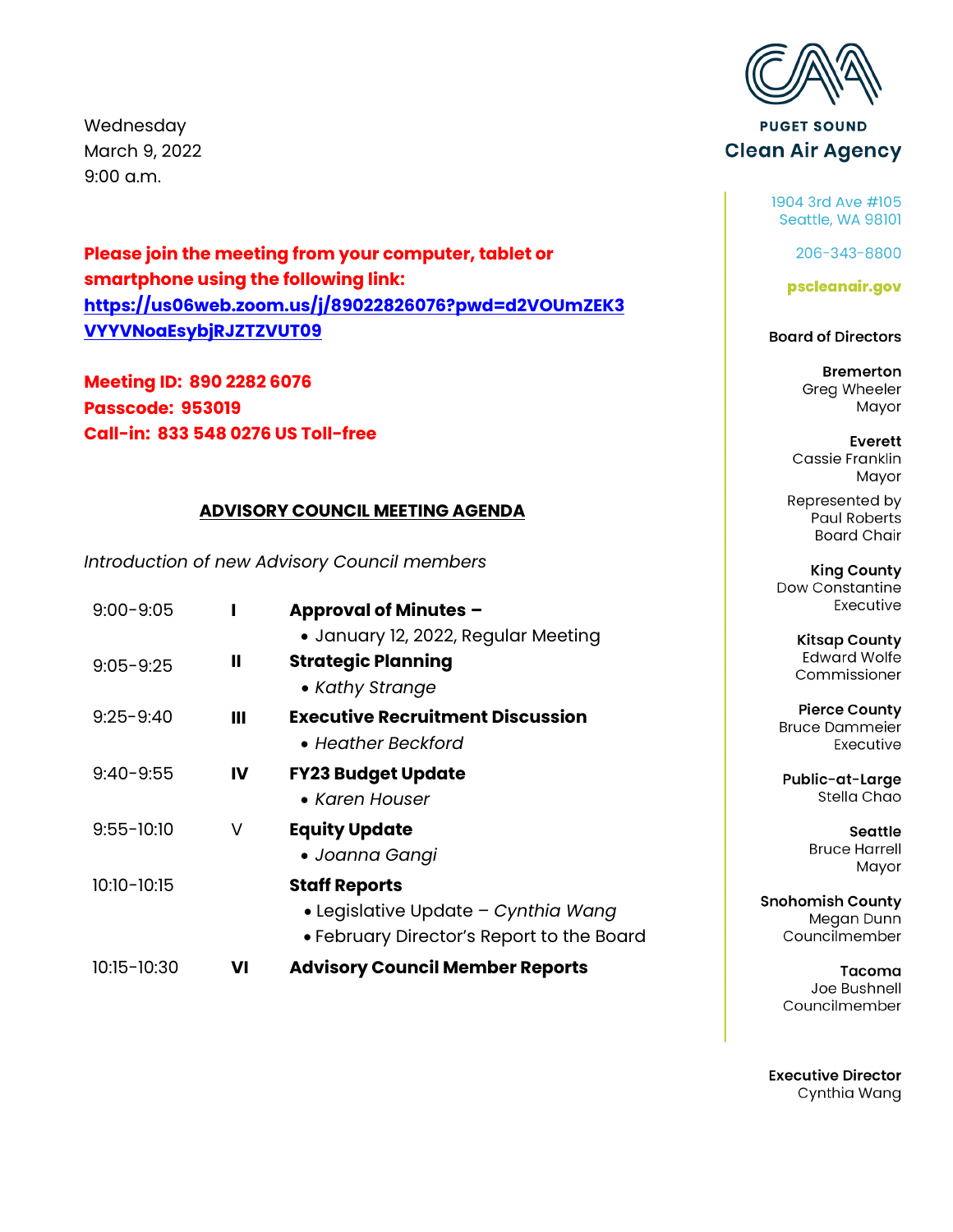Wednesday
March 9, 2022
9:00 a.m.

**Please join the meeting from your computer, tablet or smartphone using the following link:**
**https://us06web.zoom.us/j/89022826076?pwd=d2VOUmZEK3VYYVNoaEsybjRJZTZVUT09**

**Meeting ID: 890 2282 6076**
**Passcode: 953019**
**Call-in: 833 548 0276 US Toll-free**

## ADVISORY COUNCIL MEETING AGENDA

*Introduction of new Advisory Council members*

| Time | | Item |
|---|---|---|
| 9:00-9:05 | **I** | **Approval of Minutes –** • January 12, 2022, Regular Meeting |
| 9:05-9:25 | **II** | **Strategic Planning** • *Kathy Strange* |
| 9:25-9:40 | **III** | **Executive Recruitment Discussion** • *Heather Beckford* |
| 9:40-9:55 | **IV** | **FY23 Budget Update** • *Karen Houser* |
| 9:55-10:10 | V | **Equity Update** • *Joanna Gangi* |
| 10:10-10:15 | | **Staff Reports** • Legislative Update – *Cynthia Wang* • February Director's Report to the Board |
| 10:15-10:30 | **VI** | **Advisory Council Member Reports** |

**PUGET SOUND**
**Clean Air Agency**

1904 3rd Ave #105
Seattle, WA 98101

206-343-8800

**pscleanair.gov**

**Board of Directors**

**Bremerton**
Greg Wheeler
Mayor

**Everett**
Cassie Franklin
Mayor

Represented by
Paul Roberts
Board Chair

**King County**
Dow Constantine
Executive

**Kitsap County**
Edward Wolfe
Commissioner

**Pierce County**
Bruce Dammeier
Executive

**Public-at-Large**
Stella Chao

**Seattle**
Bruce Harrell
Mayor

**Snohomish County**
Megan Dunn
Councilmember

**Tacoma**
Joe Bushnell
Councilmember

**Executive Director**
Cynthia Wang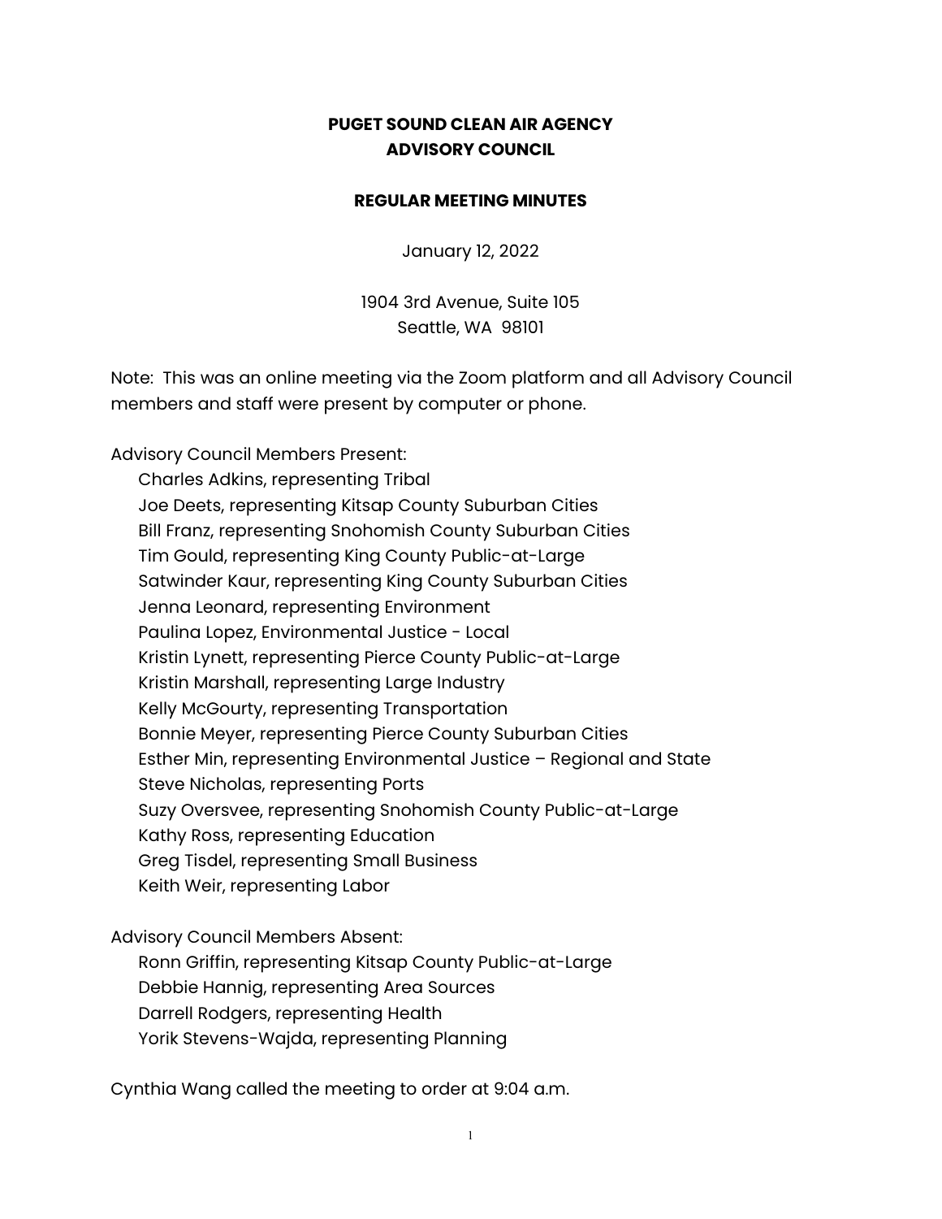**PUGET SOUND CLEAN AIR AGENCY**
**ADVISORY COUNCIL**

**REGULAR MEETING MINUTES**

January 12, 2022

1904 3rd Avenue, Suite 105
Seattle, WA 98101

Note: This was an online meeting via the Zoom platform and all Advisory Council members and staff were present by computer or phone.

Advisory Council Members Present:
- Charles Adkins, representing Tribal
- Joe Deets, representing Kitsap County Suburban Cities
- Bill Franz, representing Snohomish County Suburban Cities
- Tim Gould, representing King County Public-at-Large
- Satwinder Kaur, representing King County Suburban Cities
- Jenna Leonard, representing Environment
- Paulina Lopez, Environmental Justice - Local
- Kristin Lynett, representing Pierce County Public-at-Large
- Kristin Marshall, representing Large Industry
- Kelly McGourty, representing Transportation
- Bonnie Meyer, representing Pierce County Suburban Cities
- Esther Min, representing Environmental Justice – Regional and State
- Steve Nicholas, representing Ports
- Suzy Oversvee, representing Snohomish County Public-at-Large
- Kathy Ross, representing Education
- Greg Tisdel, representing Small Business
- Keith Weir, representing Labor

Advisory Council Members Absent:
- Ronn Griffin, representing Kitsap County Public-at-Large
- Debbie Hannig, representing Area Sources
- Darrell Rodgers, representing Health
- Yorik Stevens-Wajda, representing Planning

Cynthia Wang called the meeting to order at 9:04 a.m.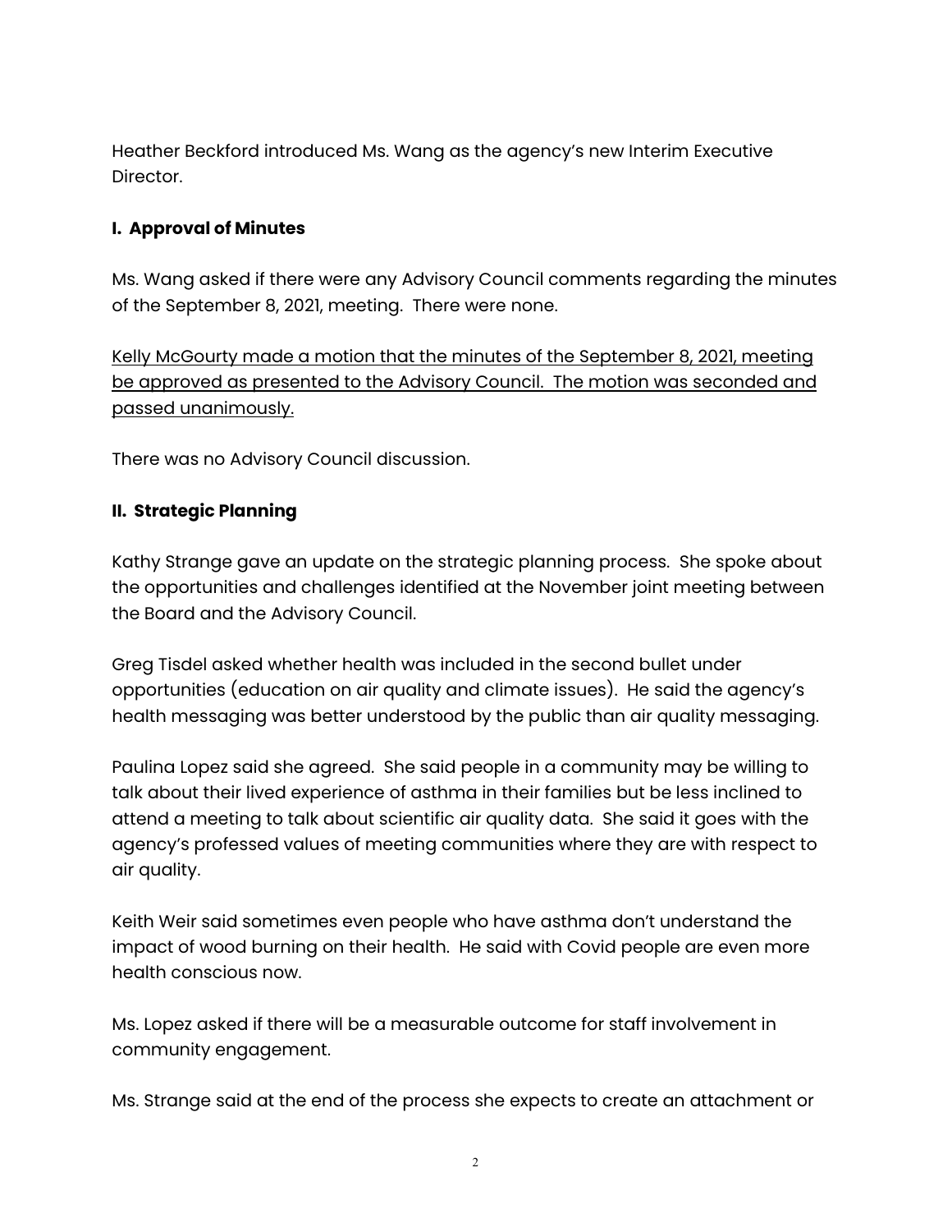Heather Beckford introduced Ms. Wang as the agency's new Interim Executive Director.

### I. Approval of Minutes

Ms. Wang asked if there were any Advisory Council comments regarding the minutes of the September 8, 2021, meeting. There were none.

<u>Kelly McGourty made a motion that the minutes of the September 8, 2021, meeting be approved as presented to the Advisory Council. The motion was seconded and passed unanimously.</u>

There was no Advisory Council discussion.

### II. Strategic Planning

Kathy Strange gave an update on the strategic planning process. She spoke about the opportunities and challenges identified at the November joint meeting between the Board and the Advisory Council.

Greg Tisdel asked whether health was included in the second bullet under opportunities (education on air quality and climate issues). He said the agency's health messaging was better understood by the public than air quality messaging.

Paulina Lopez said she agreed. She said people in a community may be willing to talk about their lived experience of asthma in their families but be less inclined to attend a meeting to talk about scientific air quality data. She said it goes with the agency's professed values of meeting communities where they are with respect to air quality.

Keith Weir said sometimes even people who have asthma don't understand the impact of wood burning on their health. He said with Covid people are even more health conscious now.

Ms. Lopez asked if there will be a measurable outcome for staff involvement in community engagement.

Ms. Strange said at the end of the process she expects to create an attachment or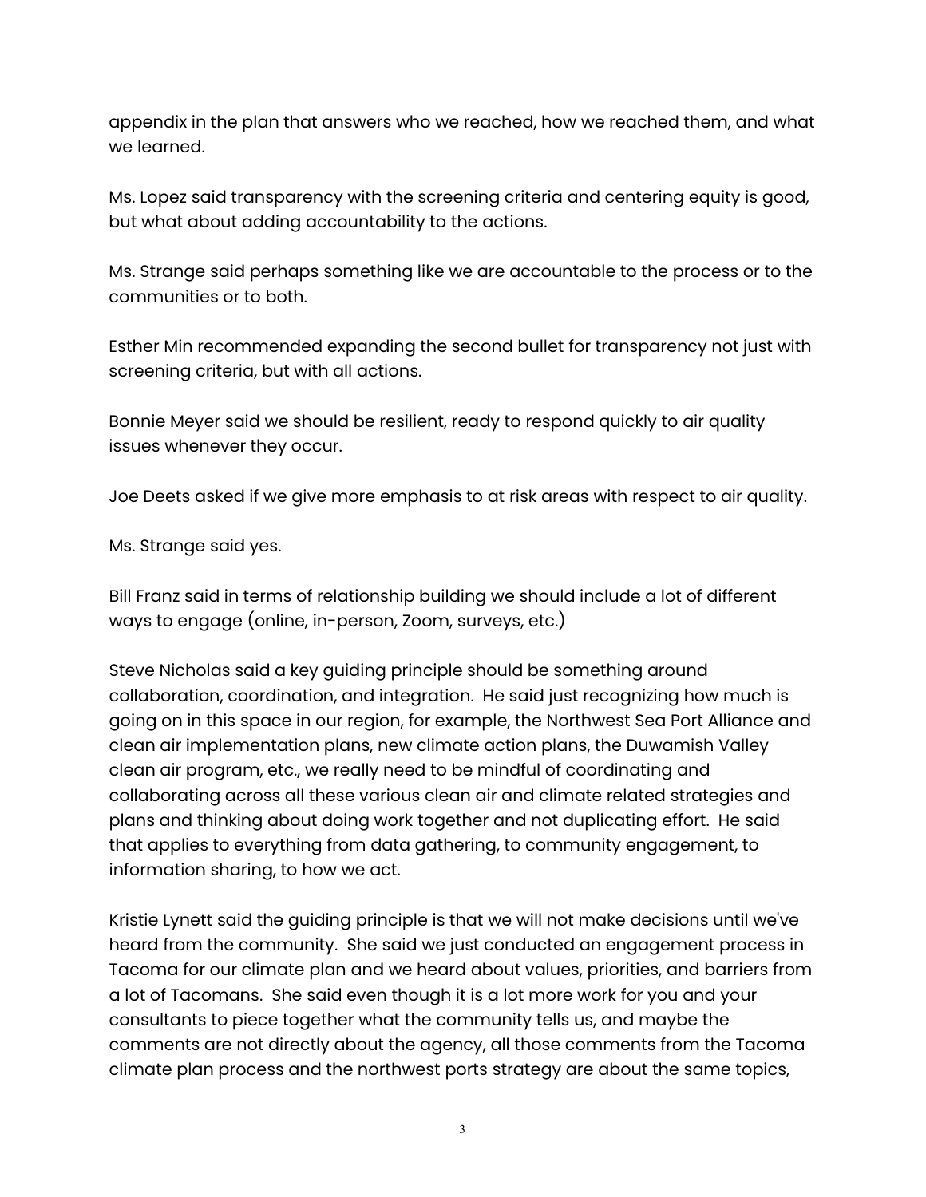appendix in the plan that answers who we reached, how we reached them, and what we learned.

Ms. Lopez said transparency with the screening criteria and centering equity is good, but what about adding accountability to the actions.

Ms. Strange said perhaps something like we are accountable to the process or to the communities or to both.

Esther Min recommended expanding the second bullet for transparency not just with screening criteria, but with all actions.

Bonnie Meyer said we should be resilient, ready to respond quickly to air quality issues whenever they occur.

Joe Deets asked if we give more emphasis to at risk areas with respect to air quality.

Ms. Strange said yes.

Bill Franz said in terms of relationship building we should include a lot of different ways to engage (online, in-person, Zoom, surveys, etc.)

Steve Nicholas said a key guiding principle should be something around collaboration, coordination, and integration. He said just recognizing how much is going on in this space in our region, for example, the Northwest Sea Port Alliance and clean air implementation plans, new climate action plans, the Duwamish Valley clean air program, etc., we really need to be mindful of coordinating and collaborating across all these various clean air and climate related strategies and plans and thinking about doing work together and not duplicating effort. He said that applies to everything from data gathering, to community engagement, to information sharing, to how we act.

Kristie Lynett said the guiding principle is that we will not make decisions until we've heard from the community. She said we just conducted an engagement process in Tacoma for our climate plan and we heard about values, priorities, and barriers from a lot of Tacomans. She said even though it is a lot more work for you and your consultants to piece together what the community tells us, and maybe the comments are not directly about the agency, all those comments from the Tacoma climate plan process and the northwest ports strategy are about the same topics,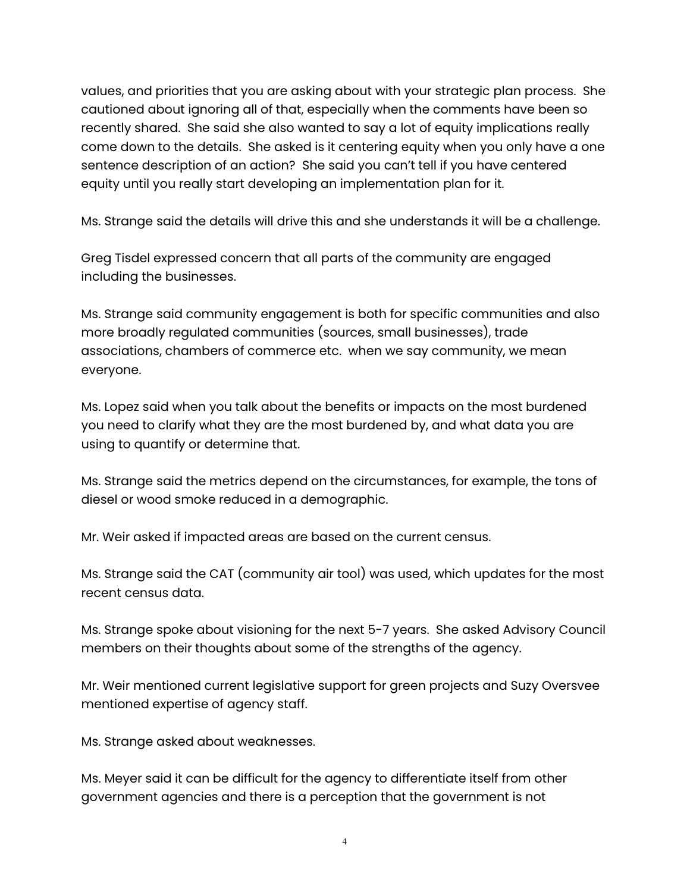values, and priorities that you are asking about with your strategic plan process. She cautioned about ignoring all of that, especially when the comments have been so recently shared. She said she also wanted to say a lot of equity implications really come down to the details. She asked is it centering equity when you only have a one sentence description of an action? She said you can't tell if you have centered equity until you really start developing an implementation plan for it.

Ms. Strange said the details will drive this and she understands it will be a challenge.

Greg Tisdel expressed concern that all parts of the community are engaged including the businesses.

Ms. Strange said community engagement is both for specific communities and also more broadly regulated communities (sources, small businesses), trade associations, chambers of commerce etc. when we say community, we mean everyone.

Ms. Lopez said when you talk about the benefits or impacts on the most burdened you need to clarify what they are the most burdened by, and what data you are using to quantify or determine that.

Ms. Strange said the metrics depend on the circumstances, for example, the tons of diesel or wood smoke reduced in a demographic.

Mr. Weir asked if impacted areas are based on the current census.

Ms. Strange said the CAT (community air tool) was used, which updates for the most recent census data.

Ms. Strange spoke about visioning for the next 5-7 years. She asked Advisory Council members on their thoughts about some of the strengths of the agency.

Mr. Weir mentioned current legislative support for green projects and Suzy Oversvee mentioned expertise of agency staff.

Ms. Strange asked about weaknesses.

Ms. Meyer said it can be difficult for the agency to differentiate itself from other government agencies and there is a perception that the government is not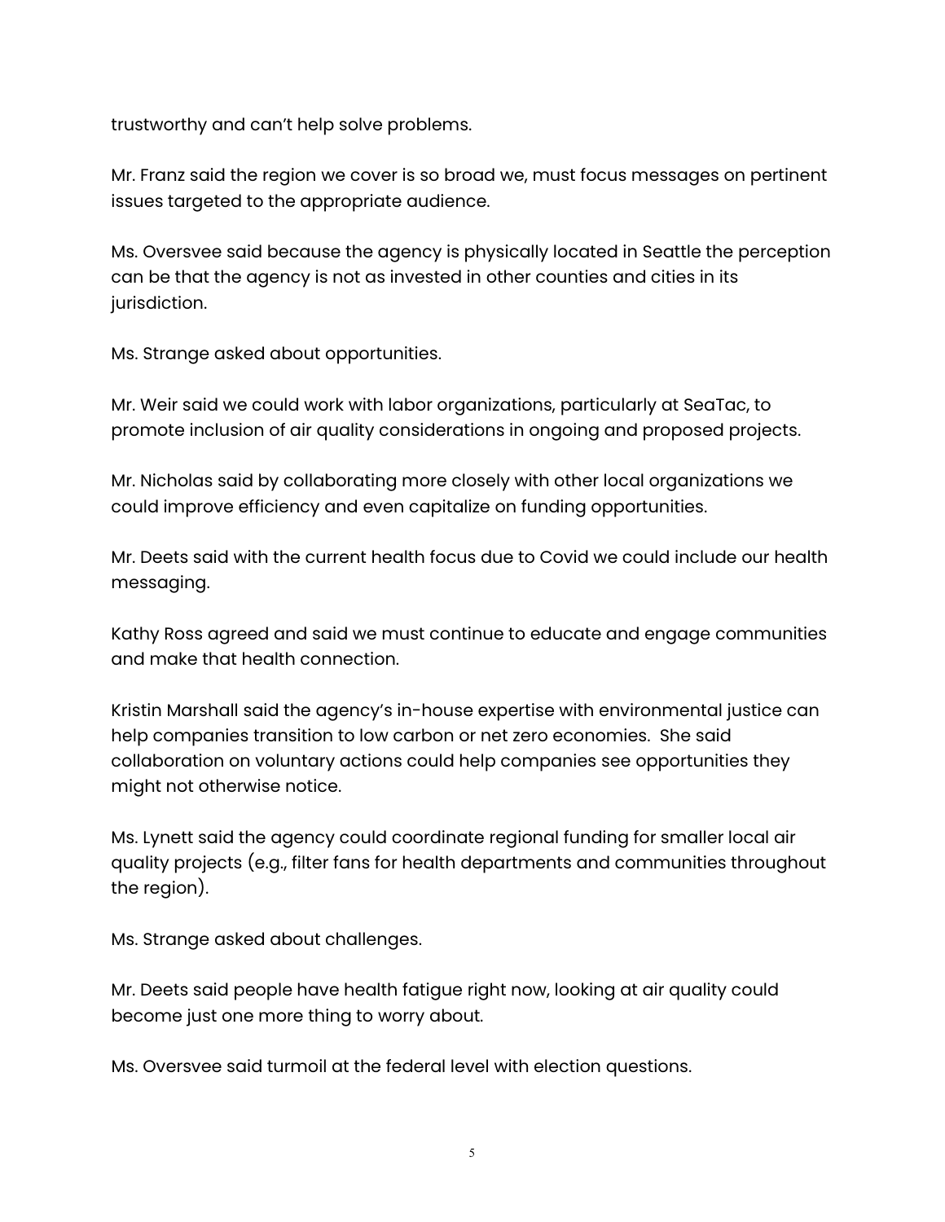trustworthy and can't help solve problems.

Mr. Franz said the region we cover is so broad we, must focus messages on pertinent issues targeted to the appropriate audience.

Ms. Oversvee said because the agency is physically located in Seattle the perception can be that the agency is not as invested in other counties and cities in its jurisdiction.

Ms. Strange asked about opportunities.

Mr. Weir said we could work with labor organizations, particularly at SeaTac, to promote inclusion of air quality considerations in ongoing and proposed projects.

Mr. Nicholas said by collaborating more closely with other local organizations we could improve efficiency and even capitalize on funding opportunities.

Mr. Deets said with the current health focus due to Covid we could include our health messaging.

Kathy Ross agreed and said we must continue to educate and engage communities and make that health connection.

Kristin Marshall said the agency's in-house expertise with environmental justice can help companies transition to low carbon or net zero economies. She said collaboration on voluntary actions could help companies see opportunities they might not otherwise notice.

Ms. Lynett said the agency could coordinate regional funding for smaller local air quality projects (e.g., filter fans for health departments and communities throughout the region).

Ms. Strange asked about challenges.

Mr. Deets said people have health fatigue right now, looking at air quality could become just one more thing to worry about.

Ms. Oversvee said turmoil at the federal level with election questions.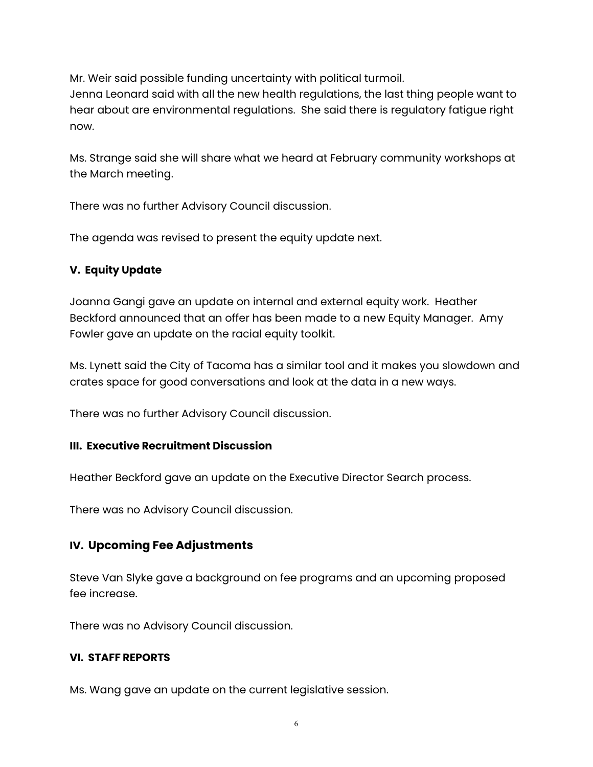Mr. Weir said possible funding uncertainty with political turmoil.
Jenna Leonard said with all the new health regulations, the last thing people want to hear about are environmental regulations. She said there is regulatory fatigue right now.

Ms. Strange said she will share what we heard at February community workshops at the March meeting.

There was no further Advisory Council discussion.

The agenda was revised to present the equity update next.

**V. Equity Update**

Joanna Gangi gave an update on internal and external equity work. Heather Beckford announced that an offer has been made to a new Equity Manager. Amy Fowler gave an update on the racial equity toolkit.

Ms. Lynett said the City of Tacoma has a similar tool and it makes you slowdown and crates space for good conversations and look at the data in a new ways.

There was no further Advisory Council discussion.

**III. Executive Recruitment Discussion**

Heather Beckford gave an update on the Executive Director Search process.

There was no Advisory Council discussion.

## IV. Upcoming Fee Adjustments

Steve Van Slyke gave a background on fee programs and an upcoming proposed fee increase.

There was no Advisory Council discussion.

**VI. STAFF REPORTS**

Ms. Wang gave an update on the current legislative session.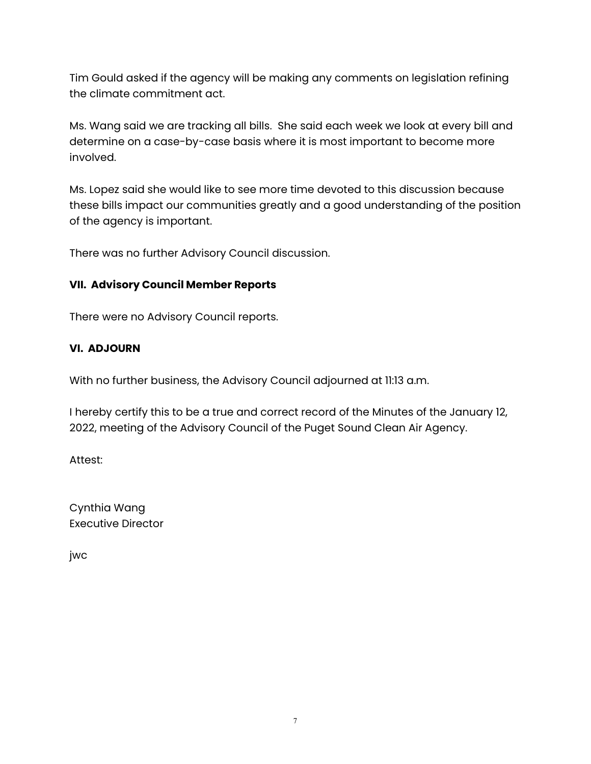Tim Gould asked if the agency will be making any comments on legislation refining the climate commitment act.

Ms. Wang said we are tracking all bills. She said each week we look at every bill and determine on a case-by-case basis where it is most important to become more involved.

Ms. Lopez said she would like to see more time devoted to this discussion because these bills impact our communities greatly and a good understanding of the position of the agency is important.

There was no further Advisory Council discussion.

**VII. Advisory Council Member Reports**

There were no Advisory Council reports.

**VI. ADJOURN**

With no further business, the Advisory Council adjourned at 11:13 a.m.

I hereby certify this to be a true and correct record of the Minutes of the January 12, 2022, meeting of the Advisory Council of the Puget Sound Clean Air Agency.

Attest:

Cynthia Wang
Executive Director

jwc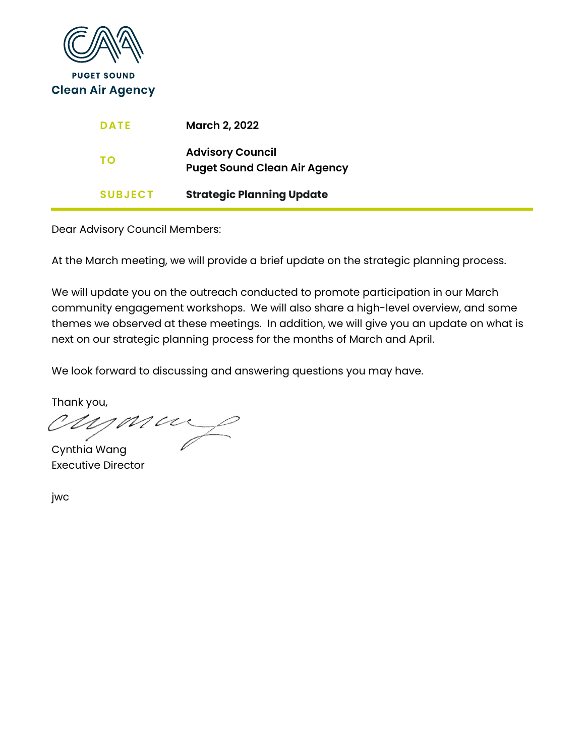PUGET SOUND
Clean Air Agency

| | |
|---|---|
| **DATE** | **March 2, 2022** |
| **TO** | **Advisory Council**<br>**Puget Sound Clean Air Agency** |
| **SUBJECT** | **Strategic Planning Update** |

Dear Advisory Council Members:

At the March meeting, we will provide a brief update on the strategic planning process.

We will update you on the outreach conducted to promote participation in our March community engagement workshops. We will also share a high-level overview, and some themes we observed at these meetings. In addition, we will give you an update on what is next on our strategic planning process for the months of March and April.

We look forward to discussing and answering questions you may have.

Thank you,

Cynthia Wang
Executive Director

jwc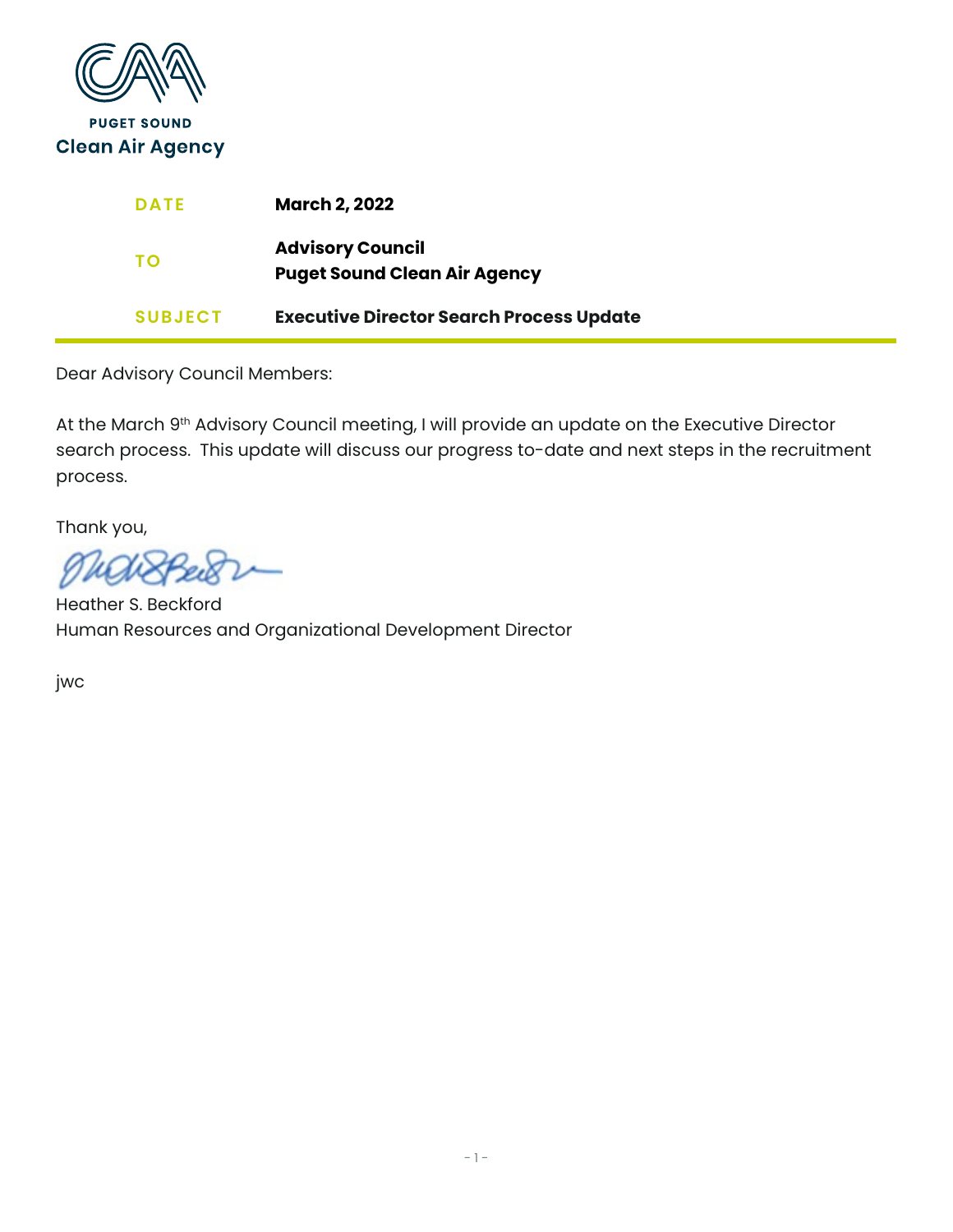PUGET SOUND
**Clean Air Agency**

| | |
|---|---|
| DATE | **March 2, 2022** |
| TO | **Advisory Council**<br>**Puget Sound Clean Air Agency** |
| SUBJECT | **Executive Director Search Process Update** |

Dear Advisory Council Members:

At the March 9th Advisory Council meeting, I will provide an update on the Executive Director search process. This update will discuss our progress to-date and next steps in the recruitment process.

Thank you,

Heather S. Beckford
Human Resources and Organizational Development Director

jwc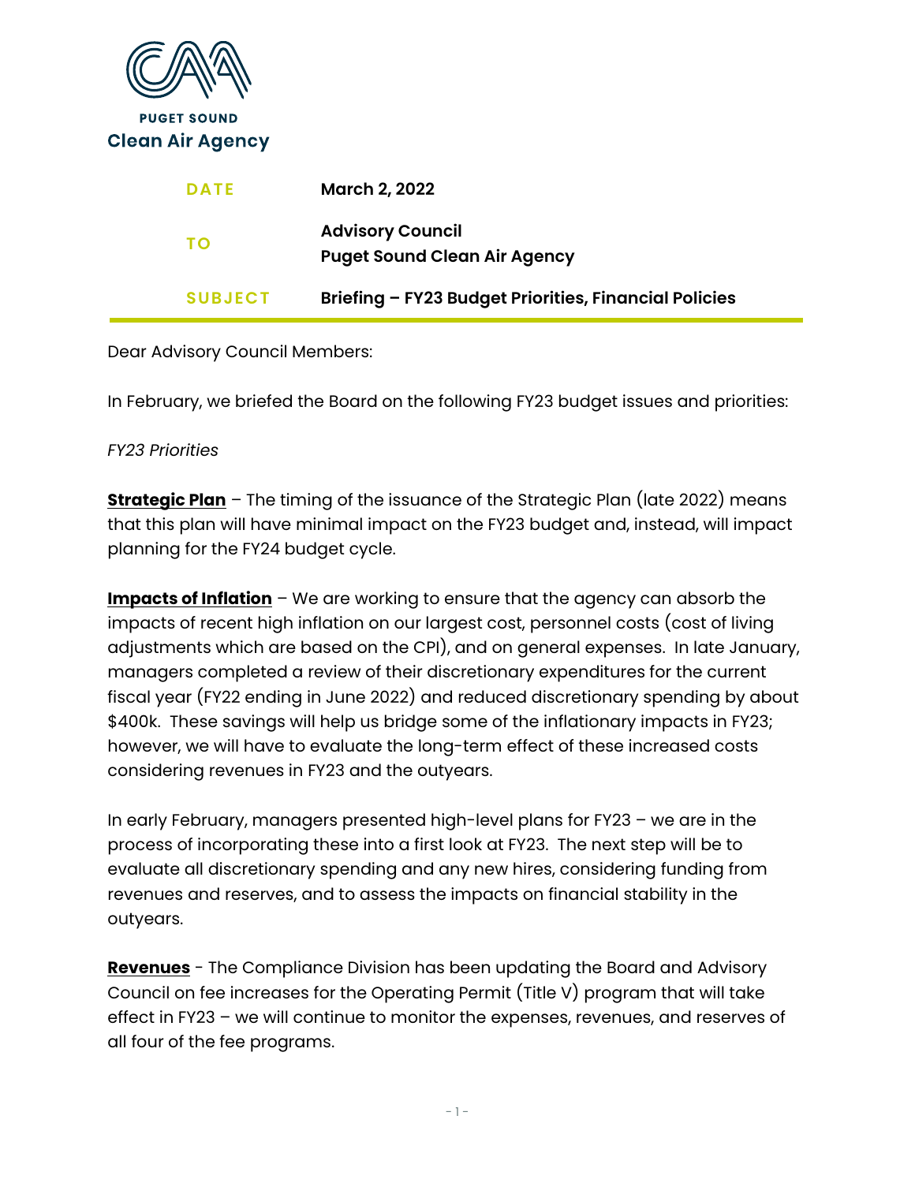PUGET SOUND
**Clean Air Agency**

| | |
|---|---|
| **DATE** | **March 2, 2022** |
| **TO** | **Advisory Council**<br>**Puget Sound Clean Air Agency** |
| **SUBJECT** | **Briefing – FY23 Budget Priorities, Financial Policies** |

Dear Advisory Council Members:

In February, we briefed the Board on the following FY23 budget issues and priorities:

*FY23 Priorities*

**Strategic Plan** – The timing of the issuance of the Strategic Plan (late 2022) means that this plan will have minimal impact on the FY23 budget and, instead, will impact planning for the FY24 budget cycle.

**Impacts of Inflation** – We are working to ensure that the agency can absorb the impacts of recent high inflation on our largest cost, personnel costs (cost of living adjustments which are based on the CPI), and on general expenses. In late January, managers completed a review of their discretionary expenditures for the current fiscal year (FY22 ending in June 2022) and reduced discretionary spending by about $400k. These savings will help us bridge some of the inflationary impacts in FY23; however, we will have to evaluate the long-term effect of these increased costs considering revenues in FY23 and the outyears.

In early February, managers presented high-level plans for FY23 – we are in the process of incorporating these into a first look at FY23. The next step will be to evaluate all discretionary spending and any new hires, considering funding from revenues and reserves, and to assess the impacts on financial stability in the outyears.

**Revenues** - The Compliance Division has been updating the Board and Advisory Council on fee increases for the Operating Permit (Title V) program that will take effect in FY23 – we will continue to monitor the expenses, revenues, and reserves of all four of the fee programs.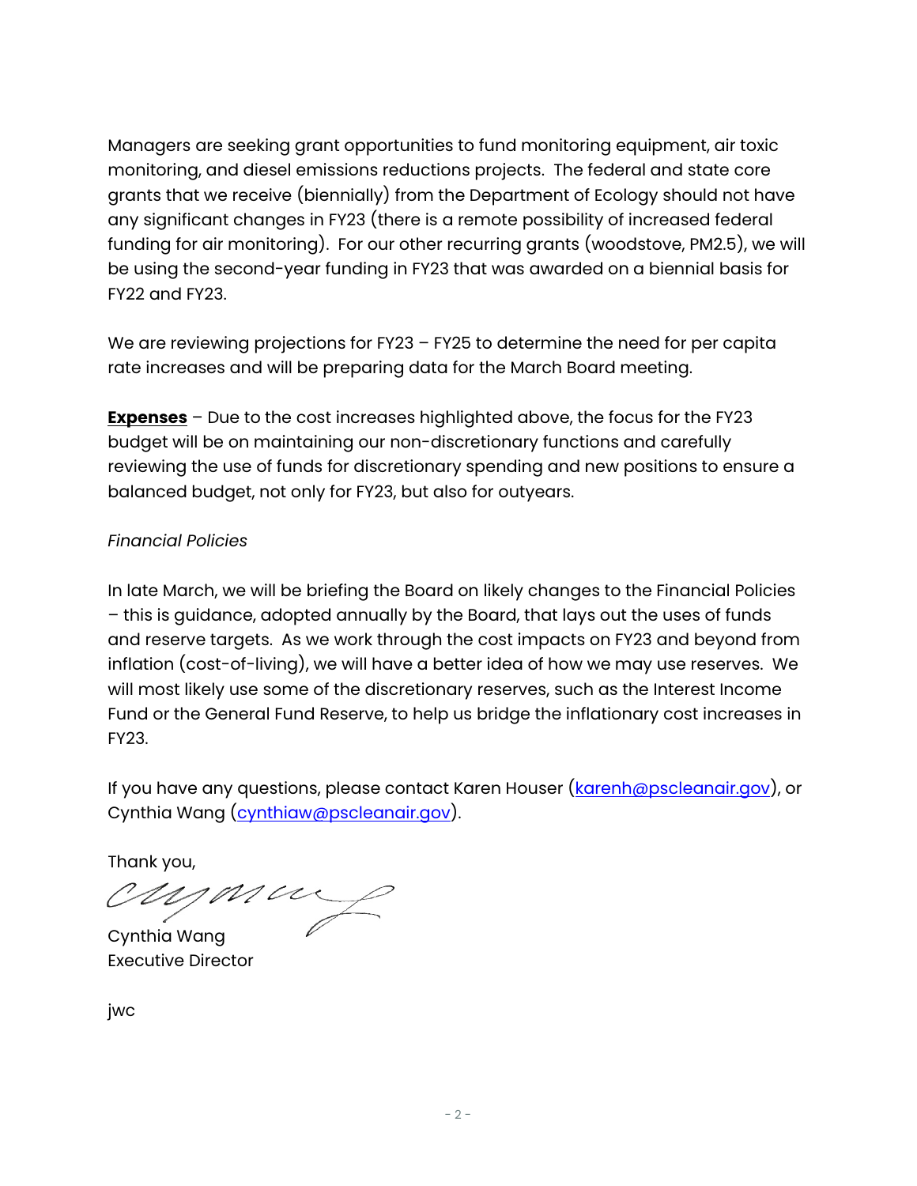Managers are seeking grant opportunities to fund monitoring equipment, air toxic monitoring, and diesel emissions reductions projects. The federal and state core grants that we receive (biennially) from the Department of Ecology should not have any significant changes in FY23 (there is a remote possibility of increased federal funding for air monitoring). For our other recurring grants (woodstove, PM2.5), we will be using the second-year funding in FY23 that was awarded on a biennial basis for FY22 and FY23.

We are reviewing projections for FY23 – FY25 to determine the need for per capita rate increases and will be preparing data for the March Board meeting.

**Expenses** – Due to the cost increases highlighted above, the focus for the FY23 budget will be on maintaining our non-discretionary functions and carefully reviewing the use of funds for discretionary spending and new positions to ensure a balanced budget, not only for FY23, but also for outyears.

*Financial Policies*

In late March, we will be briefing the Board on likely changes to the Financial Policies – this is guidance, adopted annually by the Board, that lays out the uses of funds and reserve targets. As we work through the cost impacts on FY23 and beyond from inflation (cost-of-living), we will have a better idea of how we may use reserves. We will most likely use some of the discretionary reserves, such as the Interest Income Fund or the General Fund Reserve, to help us bridge the inflationary cost increases in FY23.

If you have any questions, please contact Karen Houser (karenh@pscleanair.gov), or Cynthia Wang (cynthiaw@pscleanair.gov).

Thank you,

Cynthia Wang
Executive Director

jwc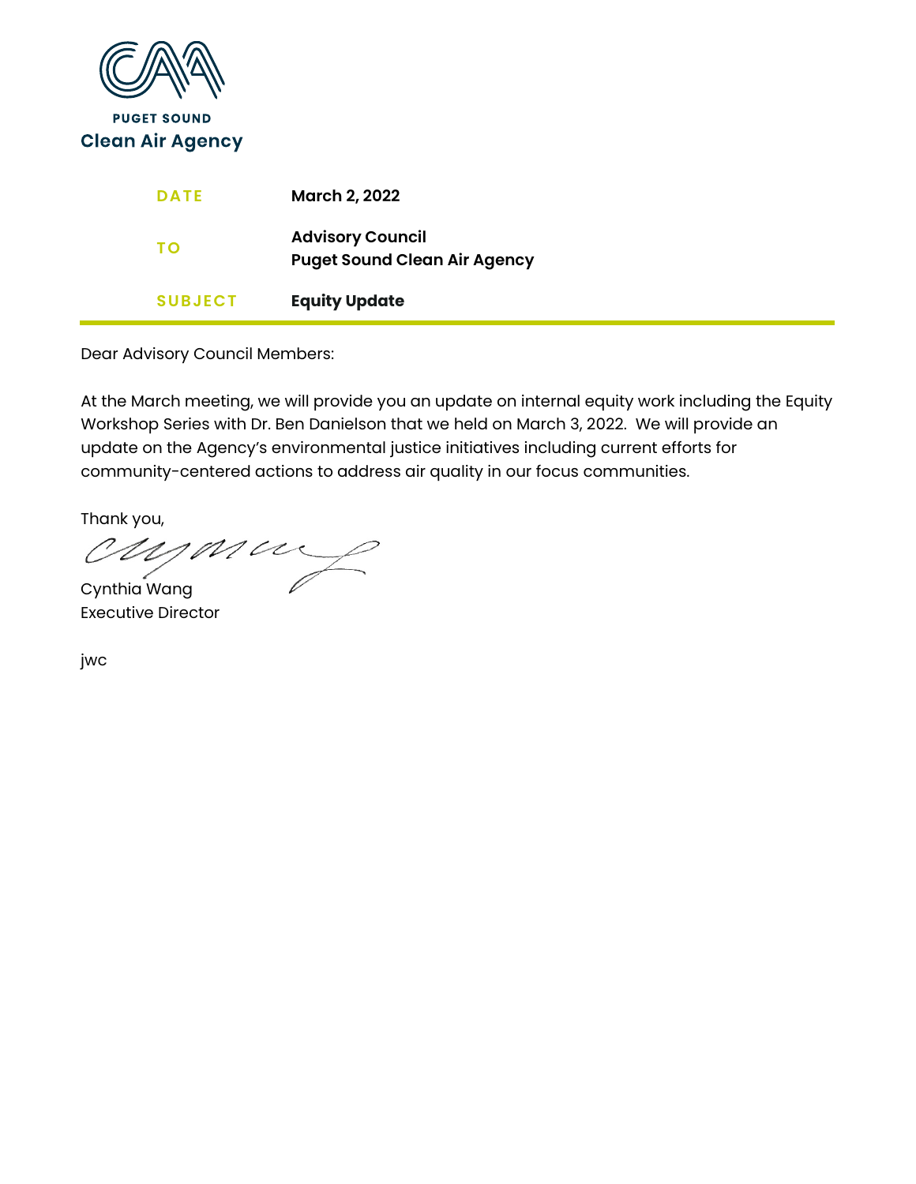PUGET SOUND

Clean Air Agency

| | |
|---|---|
| **DATE** | **March 2, 2022** |
| **TO** | **Advisory Council**<br>**Puget Sound Clean Air Agency** |
| **SUBJECT** | **Equity Update** |

Dear Advisory Council Members:

At the March meeting, we will provide you an update on internal equity work including the Equity Workshop Series with Dr. Ben Danielson that we held on March 3, 2022. We will provide an update on the Agency's environmental justice initiatives including current efforts for community-centered actions to address air quality in our focus communities.

Thank you,

Cynthia Wang
Executive Director

jwc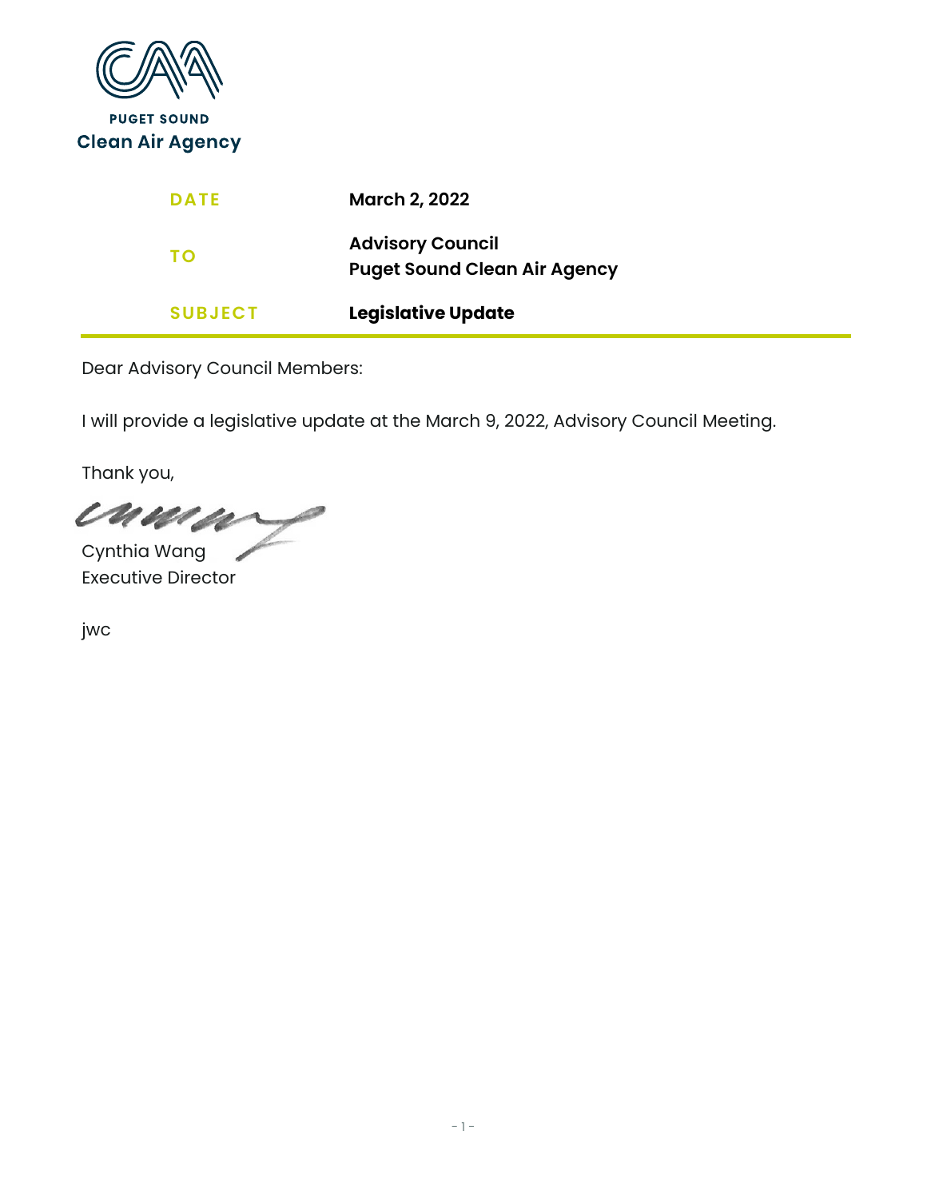PUGET SOUND
**Clean Air Agency**

| | |
|---|---|
| **DATE** | **March 2, 2022** |
| **TO** | **Advisory Council**<br>**Puget Sound Clean Air Agency** |
| **SUBJECT** | **Legislative Update** |

Dear Advisory Council Members:

I will provide a legislative update at the March 9, 2022, Advisory Council Meeting.

Thank you,

Cynthia Wang
Executive Director

jwc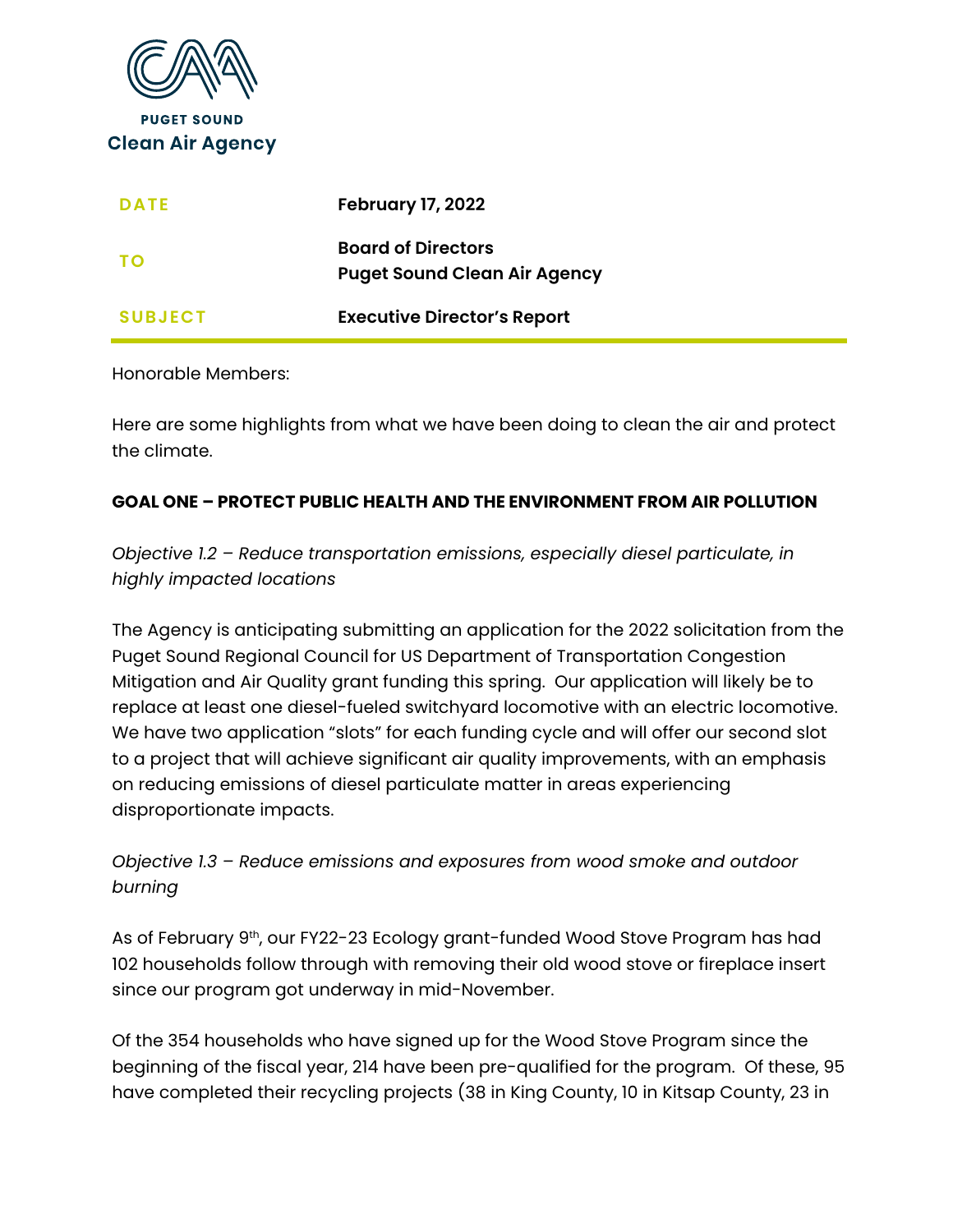**PUGET SOUND**
**Clean Air Agency**

| | |
|---|---|
| **DATE** | **February 17, 2022** |
| **TO** | **Board of Directors**<br>**Puget Sound Clean Air Agency** |
| **SUBJECT** | **Executive Director's Report** |

Honorable Members:

Here are some highlights from what we have been doing to clean the air and protect the climate.

**GOAL ONE – PROTECT PUBLIC HEALTH AND THE ENVIRONMENT FROM AIR POLLUTION**

*Objective 1.2 – Reduce transportation emissions, especially diesel particulate, in highly impacted locations*

The Agency is anticipating submitting an application for the 2022 solicitation from the Puget Sound Regional Council for US Department of Transportation Congestion Mitigation and Air Quality grant funding this spring. Our application will likely be to replace at least one diesel-fueled switchyard locomotive with an electric locomotive. We have two application "slots" for each funding cycle and will offer our second slot to a project that will achieve significant air quality improvements, with an emphasis on reducing emissions of diesel particulate matter in areas experiencing disproportionate impacts.

*Objective 1.3 – Reduce emissions and exposures from wood smoke and outdoor burning*

As of February 9th, our FY22-23 Ecology grant-funded Wood Stove Program has had 102 households follow through with removing their old wood stove or fireplace insert since our program got underway in mid-November.

Of the 354 households who have signed up for the Wood Stove Program since the beginning of the fiscal year, 214 have been pre-qualified for the program. Of these, 95 have completed their recycling projects (38 in King County, 10 in Kitsap County, 23 in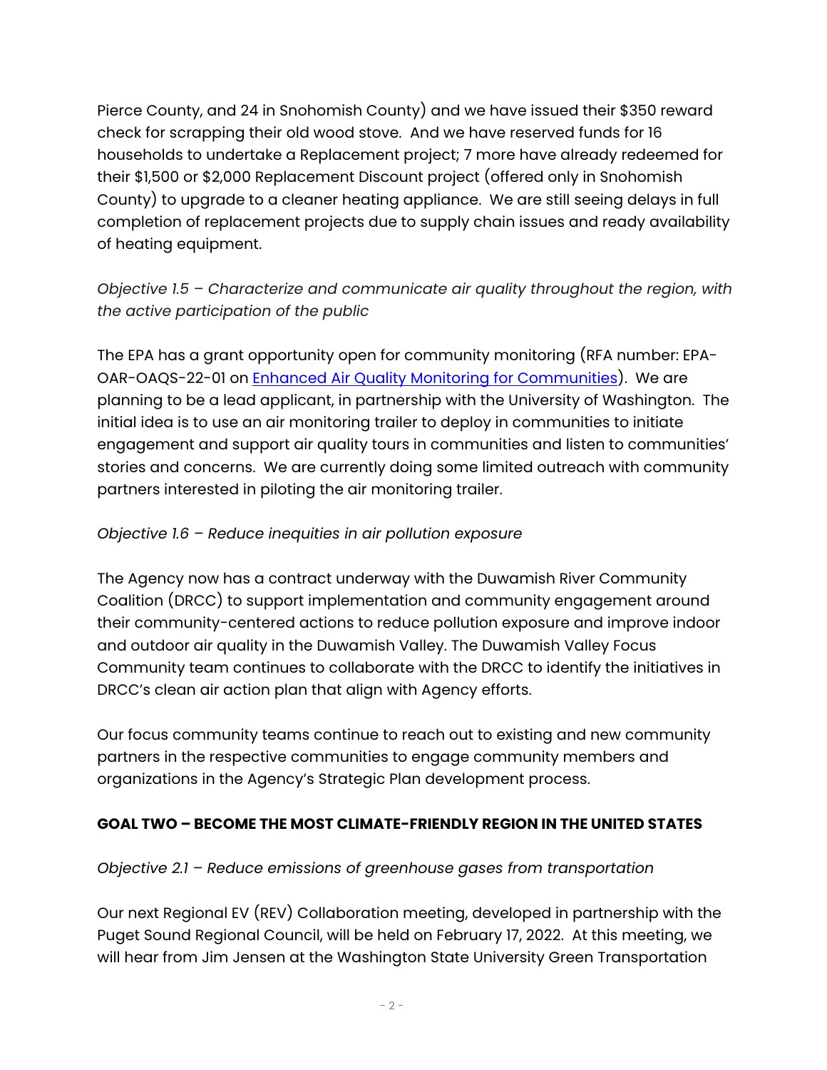Pierce County, and 24 in Snohomish County) and we have issued their $350 reward check for scrapping their old wood stove. And we have reserved funds for 16 households to undertake a Replacement project; 7 more have already redeemed for their $1,500 or $2,000 Replacement Discount project (offered only in Snohomish County) to upgrade to a cleaner heating appliance. We are still seeing delays in full completion of replacement projects due to supply chain issues and ready availability of heating equipment.

*Objective 1.5 – Characterize and communicate air quality throughout the region, with the active participation of the public*

The EPA has a grant opportunity open for community monitoring (RFA number: EPA-OAR-OAQS-22-01 on [Enhanced Air Quality Monitoring for Communities](#)). We are planning to be a lead applicant, in partnership with the University of Washington. The initial idea is to use an air monitoring trailer to deploy in communities to initiate engagement and support air quality tours in communities and listen to communities' stories and concerns. We are currently doing some limited outreach with community partners interested in piloting the air monitoring trailer.

*Objective 1.6 – Reduce inequities in air pollution exposure*

The Agency now has a contract underway with the Duwamish River Community Coalition (DRCC) to support implementation and community engagement around their community-centered actions to reduce pollution exposure and improve indoor and outdoor air quality in the Duwamish Valley. The Duwamish Valley Focus Community team continues to collaborate with the DRCC to identify the initiatives in DRCC's clean air action plan that align with Agency efforts.

Our focus community teams continue to reach out to existing and new community partners in the respective communities to engage community members and organizations in the Agency's Strategic Plan development process.

**GOAL TWO – BECOME THE MOST CLIMATE-FRIENDLY REGION IN THE UNITED STATES**

*Objective 2.1 – Reduce emissions of greenhouse gases from transportation*

Our next Regional EV (REV) Collaboration meeting, developed in partnership with the Puget Sound Regional Council, will be held on February 17, 2022. At this meeting, we will hear from Jim Jensen at the Washington State University Green Transportation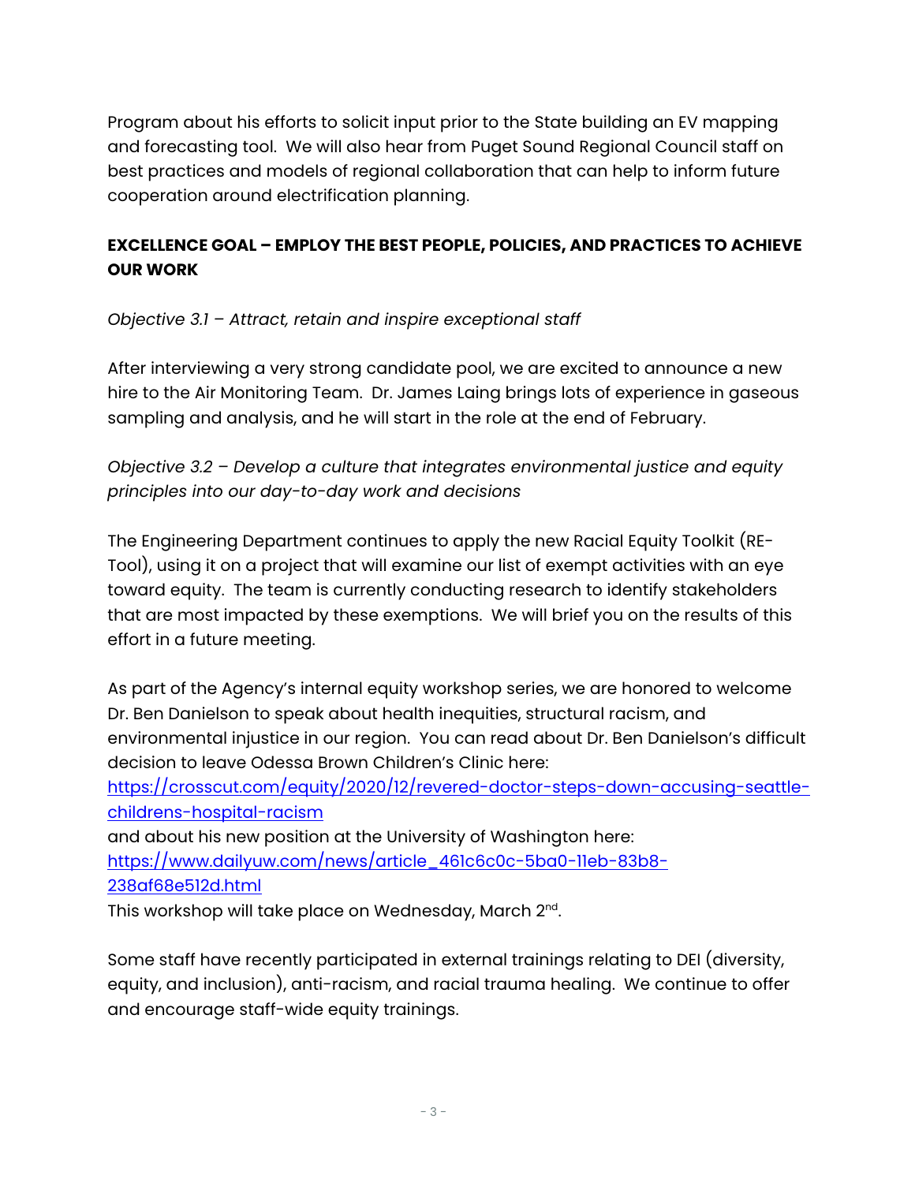Program about his efforts to solicit input prior to the State building an EV mapping and forecasting tool. We will also hear from Puget Sound Regional Council staff on best practices and models of regional collaboration that can help to inform future cooperation around electrification planning.

**EXCELLENCE GOAL – EMPLOY THE BEST PEOPLE, POLICIES, AND PRACTICES TO ACHIEVE OUR WORK**

*Objective 3.1 – Attract, retain and inspire exceptional staff*

After interviewing a very strong candidate pool, we are excited to announce a new hire to the Air Monitoring Team. Dr. James Laing brings lots of experience in gaseous sampling and analysis, and he will start in the role at the end of February.

*Objective 3.2 – Develop a culture that integrates environmental justice and equity principles into our day-to-day work and decisions*

The Engineering Department continues to apply the new Racial Equity Toolkit (RE-Tool), using it on a project that will examine our list of exempt activities with an eye toward equity. The team is currently conducting research to identify stakeholders that are most impacted by these exemptions. We will brief you on the results of this effort in a future meeting.

As part of the Agency's internal equity workshop series, we are honored to welcome Dr. Ben Danielson to speak about health inequities, structural racism, and environmental injustice in our region. You can read about Dr. Ben Danielson's difficult decision to leave Odessa Brown Children's Clinic here: https://crosscut.com/equity/2020/12/revered-doctor-steps-down-accusing-seattle-childrens-hospital-racism
and about his new position at the University of Washington here: https://www.dailyuw.com/news/article_461c6c0c-5ba0-11eb-83b8-238af68e512d.html
This workshop will take place on Wednesday, March 2nd.

Some staff have recently participated in external trainings relating to DEI (diversity, equity, and inclusion), anti-racism, and racial trauma healing. We continue to offer and encourage staff-wide equity trainings.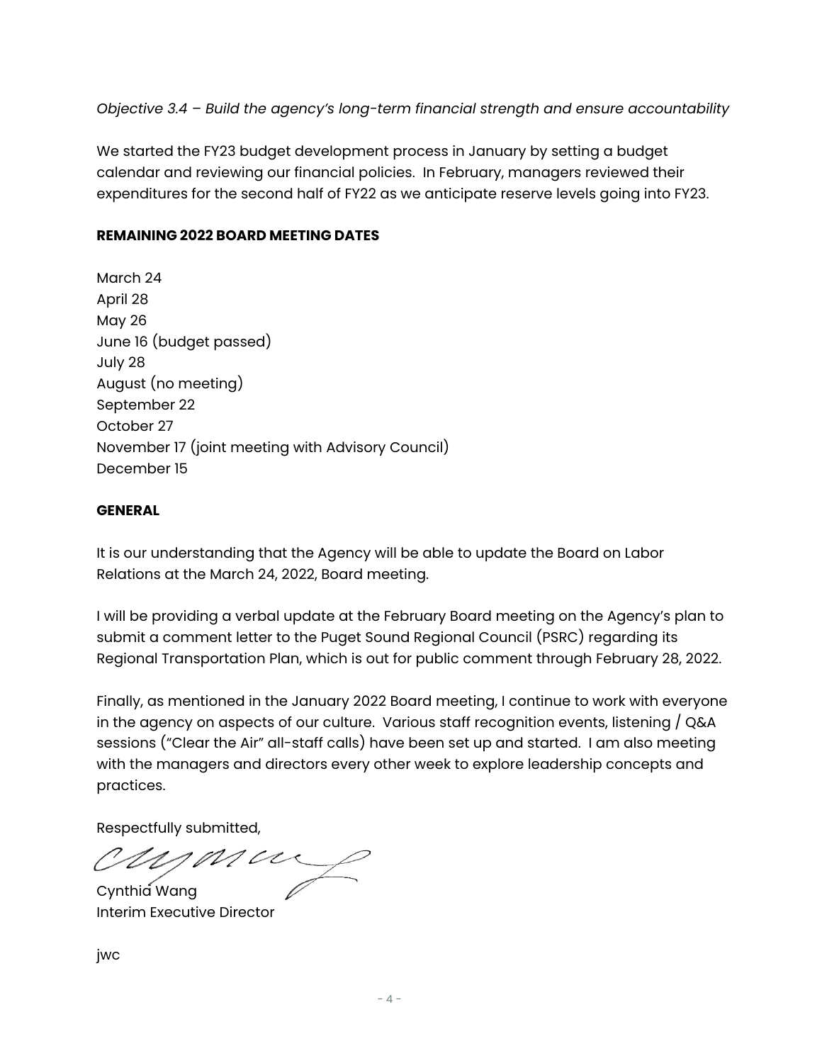*Objective 3.4 – Build the agency's long-term financial strength and ensure accountability*

We started the FY23 budget development process in January by setting a budget calendar and reviewing our financial policies. In February, managers reviewed their expenditures for the second half of FY22 as we anticipate reserve levels going into FY23.

**REMAINING 2022 BOARD MEETING DATES**

March 24
April 28
May 26
June 16 (budget passed)
July 28
August (no meeting)
September 22
October 27
November 17 (joint meeting with Advisory Council)
December 15

**GENERAL**

It is our understanding that the Agency will be able to update the Board on Labor Relations at the March 24, 2022, Board meeting.

I will be providing a verbal update at the February Board meeting on the Agency's plan to submit a comment letter to the Puget Sound Regional Council (PSRC) regarding its Regional Transportation Plan, which is out for public comment through February 28, 2022.

Finally, as mentioned in the January 2022 Board meeting, I continue to work with everyone in the agency on aspects of our culture. Various staff recognition events, listening / Q&A sessions ("Clear the Air" all-staff calls) have been set up and started. I am also meeting with the managers and directors every other week to explore leadership concepts and practices.

Respectfully submitted,

Cynthia Wang
Interim Executive Director

jwc